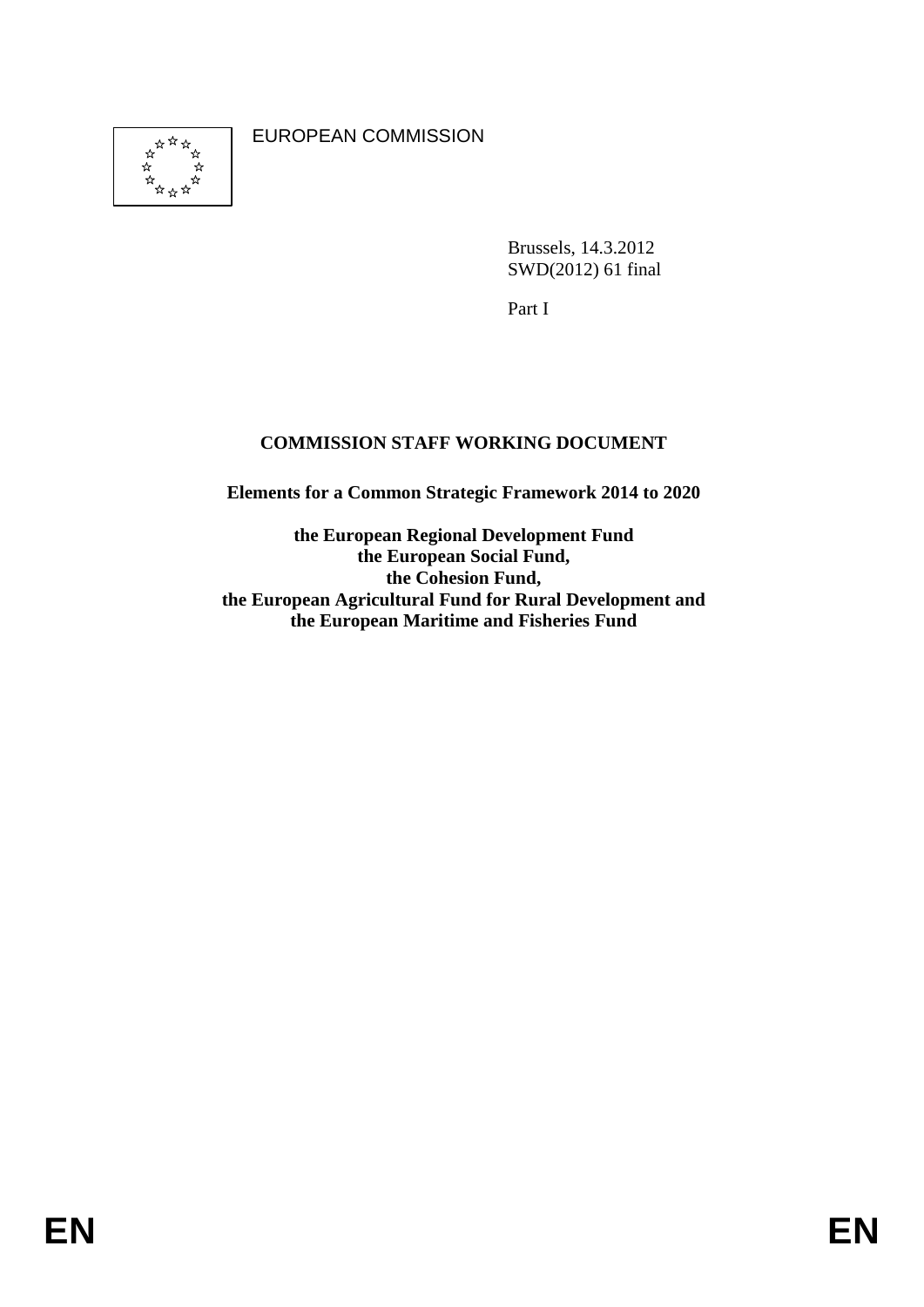EUROPEAN COMMISSION

Brussels, 14.3.2012
SWD(2012) 61 final

Part I

# COMMISSION STAFF WORKING DOCUMENT

## Elements for a Common Strategic Framework 2014 to 2020

**the European Regional Development Fund**
**the European Social Fund,**
**the Cohesion Fund,**
**the European Agricultural Fund for Rural Development and**
**the European Maritime and Fisheries Fund**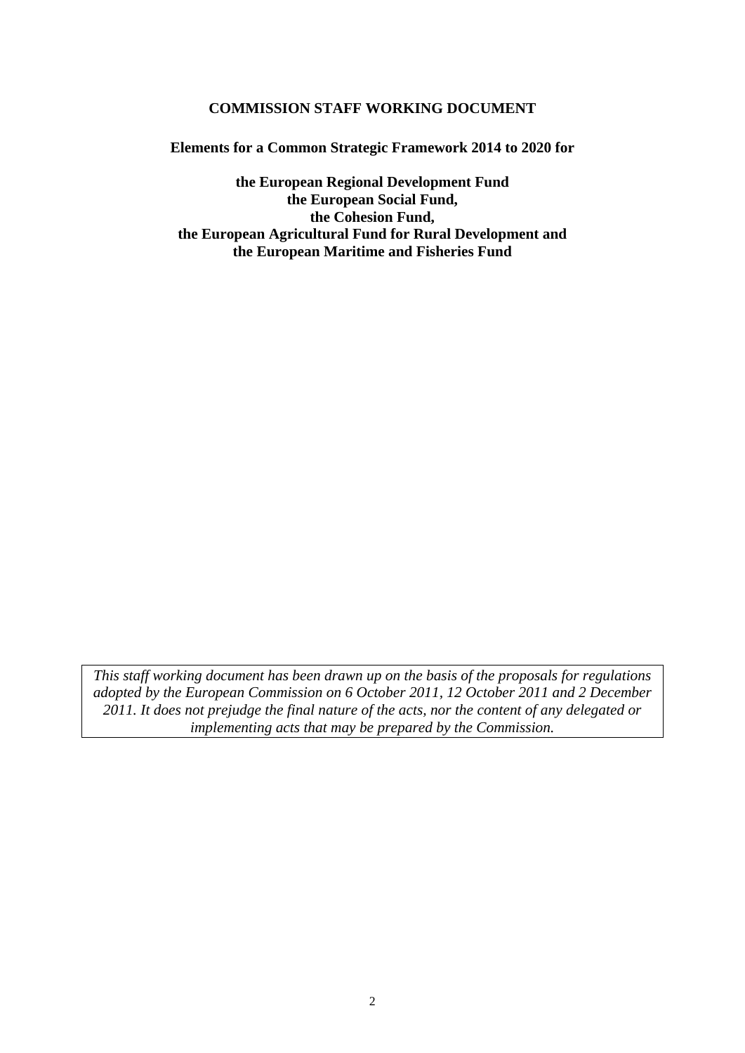**COMMISSION STAFF WORKING DOCUMENT**

**Elements for a Common Strategic Framework 2014 to 2020 for**

**the European Regional Development Fund**
**the European Social Fund,**
**the Cohesion Fund,**
**the European Agricultural Fund for Rural Development and**
**the European Maritime and Fisheries Fund**

*This staff working document has been drawn up on the basis of the proposals for regulations adopted by the European Commission on 6 October 2011, 12 October 2011 and 2 December 2011. It does not prejudge the final nature of the acts, nor the content of any delegated or implementing acts that may be prepared by the Commission.*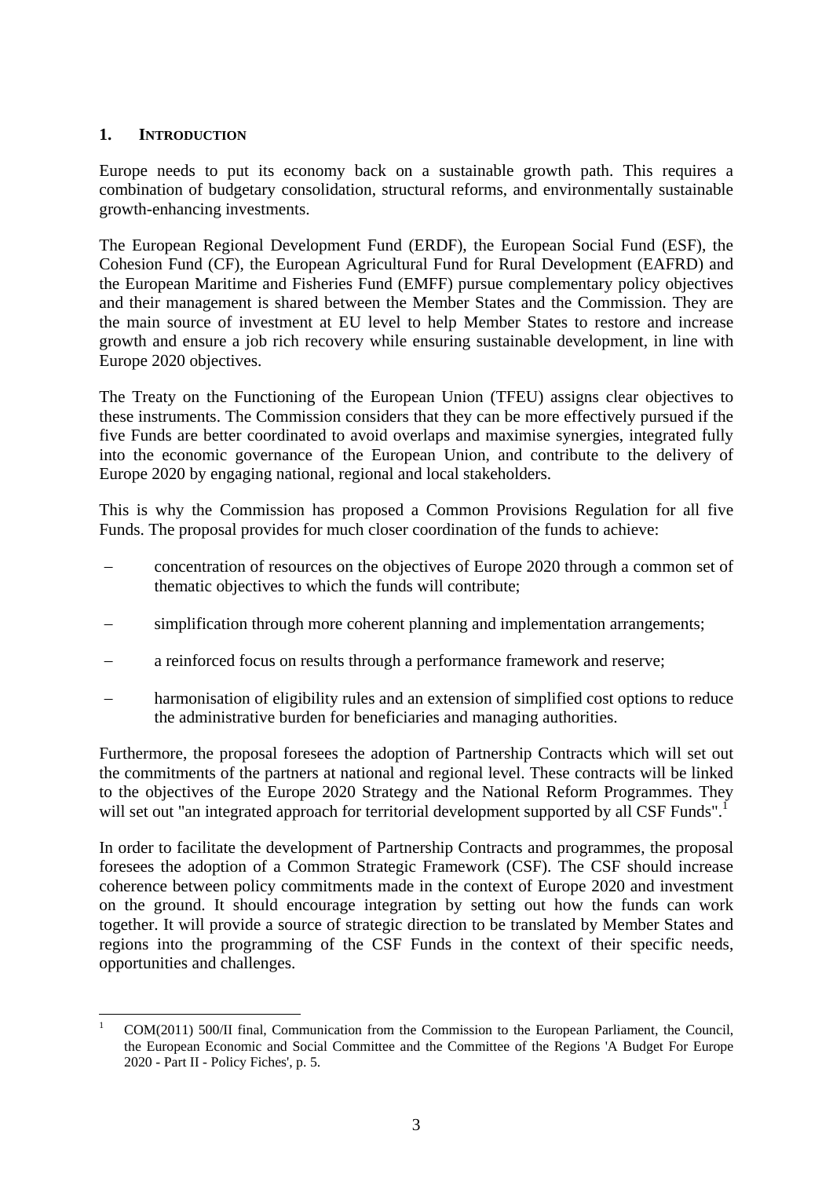## 1. INTRODUCTION

Europe needs to put its economy back on a sustainable growth path. This requires a combination of budgetary consolidation, structural reforms, and environmentally sustainable growth-enhancing investments.

The European Regional Development Fund (ERDF), the European Social Fund (ESF), the Cohesion Fund (CF), the European Agricultural Fund for Rural Development (EAFRD) and the European Maritime and Fisheries Fund (EMFF) pursue complementary policy objectives and their management is shared between the Member States and the Commission. They are the main source of investment at EU level to help Member States to restore and increase growth and ensure a job rich recovery while ensuring sustainable development, in line with Europe 2020 objectives.

The Treaty on the Functioning of the European Union (TFEU) assigns clear objectives to these instruments. The Commission considers that they can be more effectively pursued if the five Funds are better coordinated to avoid overlaps and maximise synergies, integrated fully into the economic governance of the European Union, and contribute to the delivery of Europe 2020 by engaging national, regional and local stakeholders.

This is why the Commission has proposed a Common Provisions Regulation for all five Funds. The proposal provides for much closer coordination of the funds to achieve:

- concentration of resources on the objectives of Europe 2020 through a common set of thematic objectives to which the funds will contribute;
- simplification through more coherent planning and implementation arrangements;
- a reinforced focus on results through a performance framework and reserve;
- harmonisation of eligibility rules and an extension of simplified cost options to reduce the administrative burden for beneficiaries and managing authorities.

Furthermore, the proposal foresees the adoption of Partnership Contracts which will set out the commitments of the partners at national and regional level. These contracts will be linked to the objectives of the Europe 2020 Strategy and the National Reform Programmes. They will set out "an integrated approach for territorial development supported by all CSF Funds".[1]

In order to facilitate the development of Partnership Contracts and programmes, the proposal foresees the adoption of a Common Strategic Framework (CSF). The CSF should increase coherence between policy commitments made in the context of Europe 2020 and investment on the ground. It should encourage integration by setting out how the funds can work together. It will provide a source of strategic direction to be translated by Member States and regions into the programming of the CSF Funds in the context of their specific needs, opportunities and challenges.

[1] COM(2011) 500/II final, Communication from the Commission to the European Parliament, the Council, the European Economic and Social Committee and the Committee of the Regions 'A Budget For Europe 2020 - Part II - Policy Fiches', p. 5.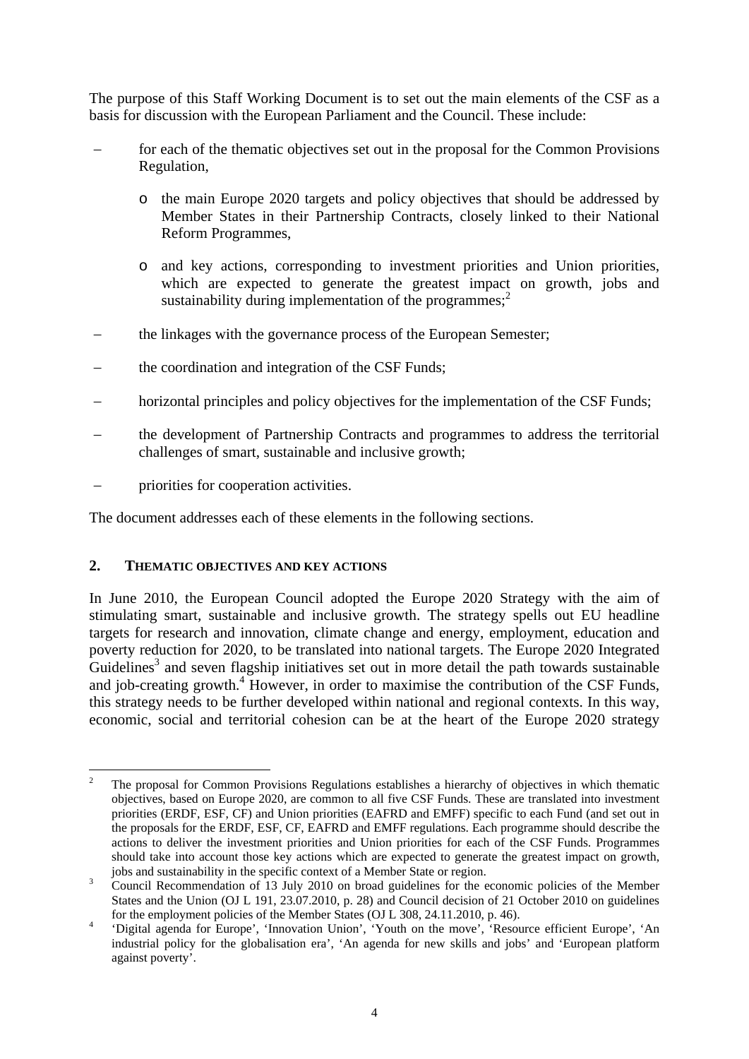The purpose of this Staff Working Document is to set out the main elements of the CSF as a basis for discussion with the European Parliament and the Council. These include:

- for each of the thematic objectives set out in the proposal for the Common Provisions Regulation,
  - the main Europe 2020 targets and policy objectives that should be addressed by Member States in their Partnership Contracts, closely linked to their National Reform Programmes,
  - and key actions, corresponding to investment priorities and Union priorities, which are expected to generate the greatest impact on growth, jobs and sustainability during implementation of the programmes;[2]
- the linkages with the governance process of the European Semester;
- the coordination and integration of the CSF Funds;
- horizontal principles and policy objectives for the implementation of the CSF Funds;
- the development of Partnership Contracts and programmes to address the territorial challenges of smart, sustainable and inclusive growth;
- priorities for cooperation activities.

The document addresses each of these elements in the following sections.

## 2. THEMATIC OBJECTIVES AND KEY ACTIONS

In June 2010, the European Council adopted the Europe 2020 Strategy with the aim of stimulating smart, sustainable and inclusive growth. The strategy spells out EU headline targets for research and innovation, climate change and energy, employment, education and poverty reduction for 2020, to be translated into national targets. The Europe 2020 Integrated Guidelines[3] and seven flagship initiatives set out in more detail the path towards sustainable and job-creating growth.[4] However, in order to maximise the contribution of the CSF Funds, this strategy needs to be further developed within national and regional contexts. In this way, economic, social and territorial cohesion can be at the heart of the Europe 2020 strategy

---

[2] The proposal for Common Provisions Regulations establishes a hierarchy of objectives in which thematic objectives, based on Europe 2020, are common to all five CSF Funds. These are translated into investment priorities (ERDF, ESF, CF) and Union priorities (EAFRD and EMFF) specific to each Fund (and set out in the proposals for the ERDF, ESF, CF, EAFRD and EMFF regulations. Each programme should describe the actions to deliver the investment priorities and Union priorities for each of the CSF Funds. Programmes should take into account those key actions which are expected to generate the greatest impact on growth, jobs and sustainability in the specific context of a Member State or region.

[3] Council Recommendation of 13 July 2010 on broad guidelines for the economic policies of the Member States and the Union (OJ L 191, 23.07.2010, p. 28) and Council decision of 21 October 2010 on guidelines for the employment policies of the Member States (OJ L 308, 24.11.2010, p. 46).

[4] 'Digital agenda for Europe', 'Innovation Union', 'Youth on the move', 'Resource efficient Europe', 'An industrial policy for the globalisation era', 'An agenda for new skills and jobs' and 'European platform against poverty'.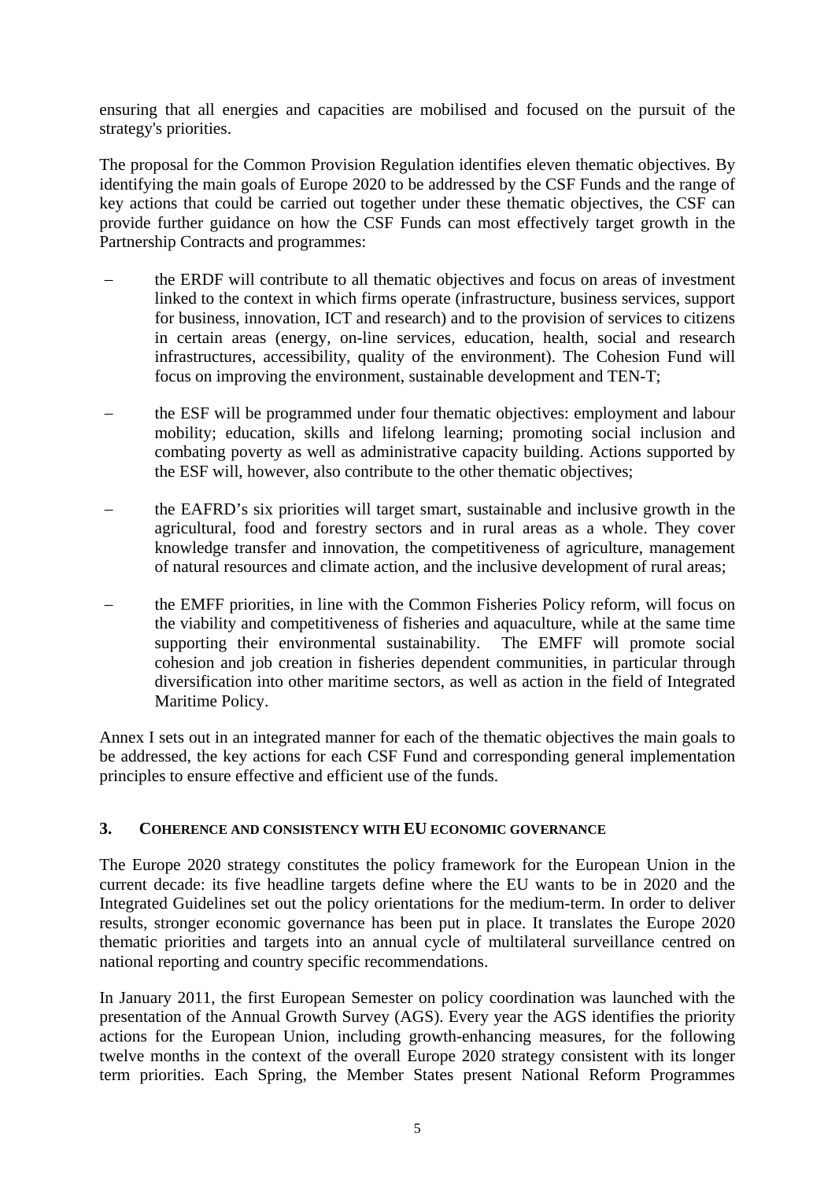ensuring that all energies and capacities are mobilised and focused on the pursuit of the strategy's priorities.

The proposal for the Common Provision Regulation identifies eleven thematic objectives. By identifying the main goals of Europe 2020 to be addressed by the CSF Funds and the range of key actions that could be carried out together under these thematic objectives, the CSF can provide further guidance on how the CSF Funds can most effectively target growth in the Partnership Contracts and programmes:

- the ERDF will contribute to all thematic objectives and focus on areas of investment linked to the context in which firms operate (infrastructure, business services, support for business, innovation, ICT and research) and to the provision of services to citizens in certain areas (energy, on-line services, education, health, social and research infrastructures, accessibility, quality of the environment). The Cohesion Fund will focus on improving the environment, sustainable development and TEN-T;

- the ESF will be programmed under four thematic objectives: employment and labour mobility; education, skills and lifelong learning; promoting social inclusion and combating poverty as well as administrative capacity building. Actions supported by the ESF will, however, also contribute to the other thematic objectives;

- the EAFRD's six priorities will target smart, sustainable and inclusive growth in the agricultural, food and forestry sectors and in rural areas as a whole. They cover knowledge transfer and innovation, the competitiveness of agriculture, management of natural resources and climate action, and the inclusive development of rural areas;

- the EMFF priorities, in line with the Common Fisheries Policy reform, will focus on the viability and competitiveness of fisheries and aquaculture, while at the same time supporting their environmental sustainability. The EMFF will promote social cohesion and job creation in fisheries dependent communities, in particular through diversification into other maritime sectors, as well as action in the field of Integrated Maritime Policy.

Annex I sets out in an integrated manner for each of the thematic objectives the main goals to be addressed, the key actions for each CSF Fund and corresponding general implementation principles to ensure effective and efficient use of the funds.

## 3. Coherence and consistency with EU economic governance

The Europe 2020 strategy constitutes the policy framework for the European Union in the current decade: its five headline targets define where the EU wants to be in 2020 and the Integrated Guidelines set out the policy orientations for the medium-term. In order to deliver results, stronger economic governance has been put in place. It translates the Europe 2020 thematic priorities and targets into an annual cycle of multilateral surveillance centred on national reporting and country specific recommendations.

In January 2011, the first European Semester on policy coordination was launched with the presentation of the Annual Growth Survey (AGS). Every year the AGS identifies the priority actions for the European Union, including growth-enhancing measures, for the following twelve months in the context of the overall Europe 2020 strategy consistent with its longer term priorities. Each Spring, the Member States present National Reform Programmes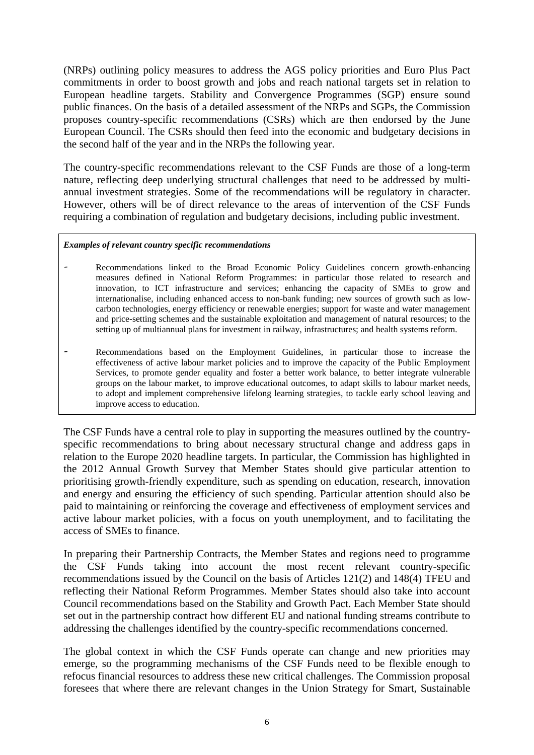(NRPs) outlining policy measures to address the AGS policy priorities and Euro Plus Pact commitments in order to boost growth and jobs and reach national targets set in relation to European headline targets. Stability and Convergence Programmes (SGP) ensure sound public finances. On the basis of a detailed assessment of the NRPs and SGPs, the Commission proposes country-specific recommendations (CSRs) which are then endorsed by the June European Council. The CSRs should then feed into the economic and budgetary decisions in the second half of the year and in the NRPs the following year.

The country-specific recommendations relevant to the CSF Funds are those of a long-term nature, reflecting deep underlying structural challenges that need to be addressed by multi-annual investment strategies. Some of the recommendations will be regulatory in character. However, others will be of direct relevance to the areas of intervention of the CSF Funds requiring a combination of regulation and budgetary decisions, including public investment.

> ***Examples of relevant country specific recommendations***
>
> - Recommendations linked to the Broad Economic Policy Guidelines concern growth-enhancing measures defined in National Reform Programmes: in particular those related to research and innovation, to ICT infrastructure and services; enhancing the capacity of SMEs to grow and internationalise, including enhanced access to non-bank funding; new sources of growth such as low-carbon technologies, energy efficiency or renewable energies; support for waste and water management and price-setting schemes and the sustainable exploitation and management of natural resources; to the setting up of multiannual plans for investment in railway, infrastructures; and health systems reform.
> - Recommendations based on the Employment Guidelines, in particular those to increase the effectiveness of active labour market policies and to improve the capacity of the Public Employment Services, to promote gender equality and foster a better work balance, to better integrate vulnerable groups on the labour market, to improve educational outcomes, to adapt skills to labour market needs, to adopt and implement comprehensive lifelong learning strategies, to tackle early school leaving and improve access to education.

The CSF Funds have a central role to play in supporting the measures outlined by the country-specific recommendations to bring about necessary structural change and address gaps in relation to the Europe 2020 headline targets. In particular, the Commission has highlighted in the 2012 Annual Growth Survey that Member States should give particular attention to prioritising growth-friendly expenditure, such as spending on education, research, innovation and energy and ensuring the efficiency of such spending. Particular attention should also be paid to maintaining or reinforcing the coverage and effectiveness of employment services and active labour market policies, with a focus on youth unemployment, and to facilitating the access of SMEs to finance.

In preparing their Partnership Contracts, the Member States and regions need to programme the CSF Funds taking into account the most recent relevant country-specific recommendations issued by the Council on the basis of Articles 121(2) and 148(4) TFEU and reflecting their National Reform Programmes. Member States should also take into account Council recommendations based on the Stability and Growth Pact. Each Member State should set out in the partnership contract how different EU and national funding streams contribute to addressing the challenges identified by the country-specific recommendations concerned.

The global context in which the CSF Funds operate can change and new priorities may emerge, so the programming mechanisms of the CSF Funds need to be flexible enough to refocus financial resources to address these new critical challenges. The Commission proposal foresees that where there are relevant changes in the Union Strategy for Smart, Sustainable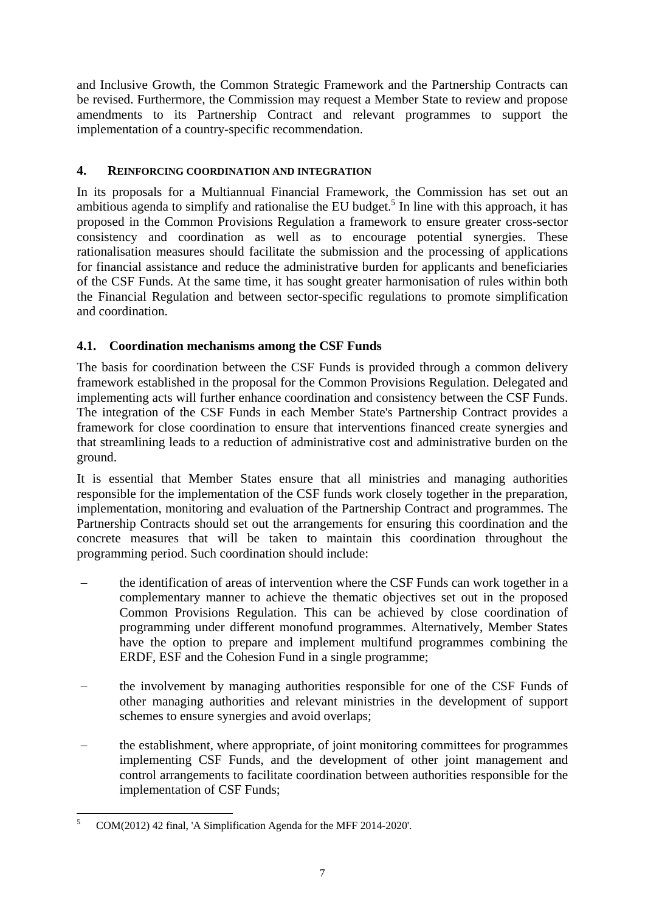and Inclusive Growth, the Common Strategic Framework and the Partnership Contracts can be revised. Furthermore, the Commission may request a Member State to review and propose amendments to its Partnership Contract and relevant programmes to support the implementation of a country-specific recommendation.

## 4. Reinforcing coordination and integration

In its proposals for a Multiannual Financial Framework, the Commission has set out an ambitious agenda to simplify and rationalise the EU budget.[5] In line with this approach, it has proposed in the Common Provisions Regulation a framework to ensure greater cross-sector consistency and coordination as well as to encourage potential synergies. These rationalisation measures should facilitate the submission and the processing of applications for financial assistance and reduce the administrative burden for applicants and beneficiaries of the CSF Funds. At the same time, it has sought greater harmonisation of rules within both the Financial Regulation and between sector-specific regulations to promote simplification and coordination.

### 4.1. Coordination mechanisms among the CSF Funds

The basis for coordination between the CSF Funds is provided through a common delivery framework established in the proposal for the Common Provisions Regulation. Delegated and implementing acts will further enhance coordination and consistency between the CSF Funds. The integration of the CSF Funds in each Member State's Partnership Contract provides a framework for close coordination to ensure that interventions financed create synergies and that streamlining leads to a reduction of administrative cost and administrative burden on the ground.

It is essential that Member States ensure that all ministries and managing authorities responsible for the implementation of the CSF funds work closely together in the preparation, implementation, monitoring and evaluation of the Partnership Contract and programmes. The Partnership Contracts should set out the arrangements for ensuring this coordination and the concrete measures that will be taken to maintain this coordination throughout the programming period. Such coordination should include:

- the identification of areas of intervention where the CSF Funds can work together in a complementary manner to achieve the thematic objectives set out in the proposed Common Provisions Regulation. This can be achieved by close coordination of programming under different monofund programmes. Alternatively, Member States have the option to prepare and implement multifund programmes combining the ERDF, ESF and the Cohesion Fund in a single programme;

- the involvement by managing authorities responsible for one of the CSF Funds of other managing authorities and relevant ministries in the development of support schemes to ensure synergies and avoid overlaps;

- the establishment, where appropriate, of joint monitoring committees for programmes implementing CSF Funds, and the development of other joint management and control arrangements to facilitate coordination between authorities responsible for the implementation of CSF Funds;

[5] COM(2012) 42 final, 'A Simplification Agenda for the MFF 2014-2020'.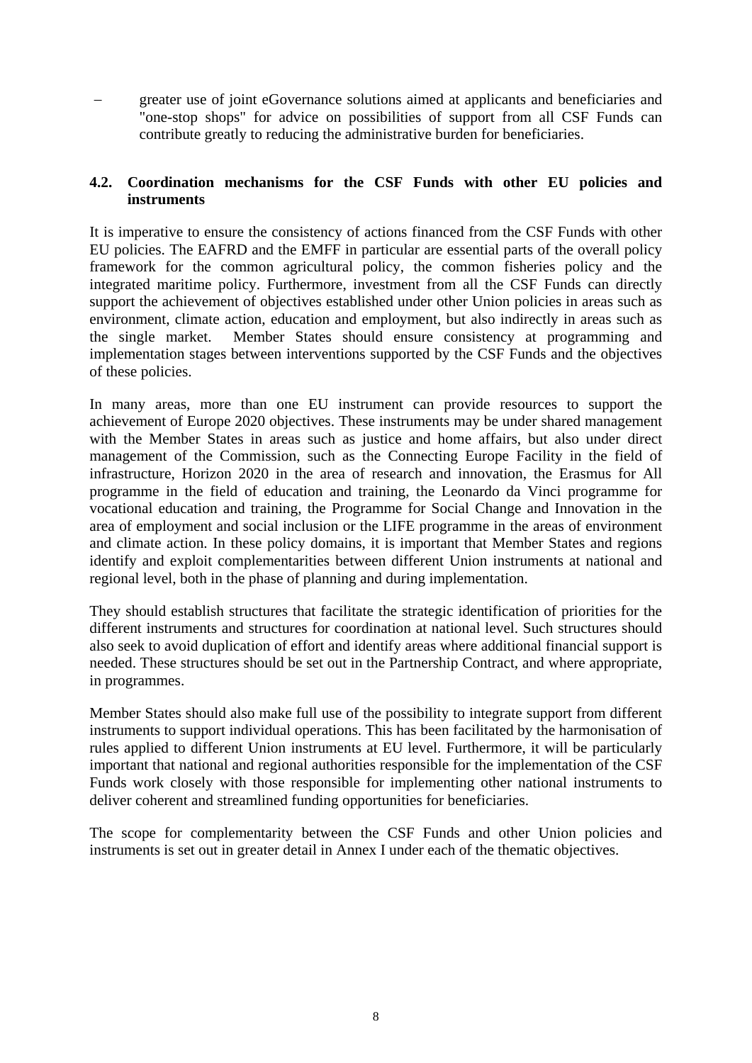- greater use of joint eGovernance solutions aimed at applicants and beneficiaries and "one-stop shops" for advice on possibilities of support from all CSF Funds can contribute greatly to reducing the administrative burden for beneficiaries.

### 4.2. Coordination mechanisms for the CSF Funds with other EU policies and instruments

It is imperative to ensure the consistency of actions financed from the CSF Funds with other EU policies. The EAFRD and the EMFF in particular are essential parts of the overall policy framework for the common agricultural policy, the common fisheries policy and the integrated maritime policy. Furthermore, investment from all the CSF Funds can directly support the achievement of objectives established under other Union policies in areas such as environment, climate action, education and employment, but also indirectly in areas such as the single market. Member States should ensure consistency at programming and implementation stages between interventions supported by the CSF Funds and the objectives of these policies.

In many areas, more than one EU instrument can provide resources to support the achievement of Europe 2020 objectives. These instruments may be under shared management with the Member States in areas such as justice and home affairs, but also under direct management of the Commission, such as the Connecting Europe Facility in the field of infrastructure, Horizon 2020 in the area of research and innovation, the Erasmus for All programme in the field of education and training, the Leonardo da Vinci programme for vocational education and training, the Programme for Social Change and Innovation in the area of employment and social inclusion or the LIFE programme in the areas of environment and climate action. In these policy domains, it is important that Member States and regions identify and exploit complementarities between different Union instruments at national and regional level, both in the phase of planning and during implementation.

They should establish structures that facilitate the strategic identification of priorities for the different instruments and structures for coordination at national level. Such structures should also seek to avoid duplication of effort and identify areas where additional financial support is needed. These structures should be set out in the Partnership Contract, and where appropriate, in programmes.

Member States should also make full use of the possibility to integrate support from different instruments to support individual operations. This has been facilitated by the harmonisation of rules applied to different Union instruments at EU level. Furthermore, it will be particularly important that national and regional authorities responsible for the implementation of the CSF Funds work closely with those responsible for implementing other national instruments to deliver coherent and streamlined funding opportunities for beneficiaries.

The scope for complementarity between the CSF Funds and other Union policies and instruments is set out in greater detail in Annex I under each of the thematic objectives.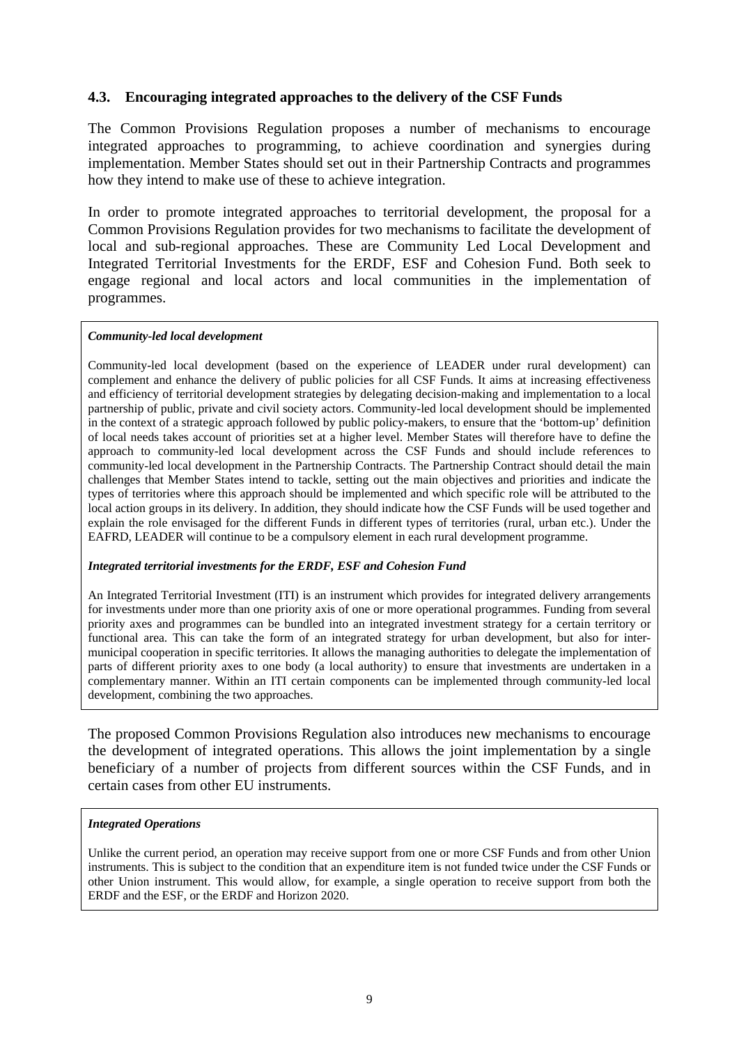### 4.3. Encouraging integrated approaches to the delivery of the CSF Funds

The Common Provisions Regulation proposes a number of mechanisms to encourage integrated approaches to programming, to achieve coordination and synergies during implementation. Member States should set out in their Partnership Contracts and programmes how they intend to make use of these to achieve integration.

In order to promote integrated approaches to territorial development, the proposal for a Common Provisions Regulation provides for two mechanisms to facilitate the development of local and sub-regional approaches. These are Community Led Local Development and Integrated Territorial Investments for the ERDF, ESF and Cohesion Fund. Both seek to engage regional and local actors and local communities in the implementation of programmes.

***Community-led local development***

Community-led local development (based on the experience of LEADER under rural development) can complement and enhance the delivery of public policies for all CSF Funds. It aims at increasing effectiveness and efficiency of territorial development strategies by delegating decision-making and implementation to a local partnership of public, private and civil society actors. Community-led local development should be implemented in the context of a strategic approach followed by public policy-makers, to ensure that the 'bottom-up' definition of local needs takes account of priorities set at a higher level. Member States will therefore have to define the approach to community-led local development across the CSF Funds and should include references to community-led local development in the Partnership Contracts. The Partnership Contract should detail the main challenges that Member States intend to tackle, setting out the main objectives and priorities and indicate the types of territories where this approach should be implemented and which specific role will be attributed to the local action groups in its delivery. In addition, they should indicate how the CSF Funds will be used together and explain the role envisaged for the different Funds in different types of territories (rural, urban etc.). Under the EAFRD, LEADER will continue to be a compulsory element in each rural development programme.

***Integrated territorial investments for the ERDF, ESF and Cohesion Fund***

An Integrated Territorial Investment (ITI) is an instrument which provides for integrated delivery arrangements for investments under more than one priority axis of one or more operational programmes. Funding from several priority axes and programmes can be bundled into an integrated investment strategy for a certain territory or functional area. This can take the form of an integrated strategy for urban development, but also for inter-municipal cooperation in specific territories. It allows the managing authorities to delegate the implementation of parts of different priority axes to one body (a local authority) to ensure that investments are undertaken in a complementary manner. Within an ITI certain components can be implemented through community-led local development, combining the two approaches.

The proposed Common Provisions Regulation also introduces new mechanisms to encourage the development of integrated operations. This allows the joint implementation by a single beneficiary of a number of projects from different sources within the CSF Funds, and in certain cases from other EU instruments.

***Integrated Operations***

Unlike the current period, an operation may receive support from one or more CSF Funds and from other Union instruments. This is subject to the condition that an expenditure item is not funded twice under the CSF Funds or other Union instrument. This would allow, for example, a single operation to receive support from both the ERDF and the ESF, or the ERDF and Horizon 2020.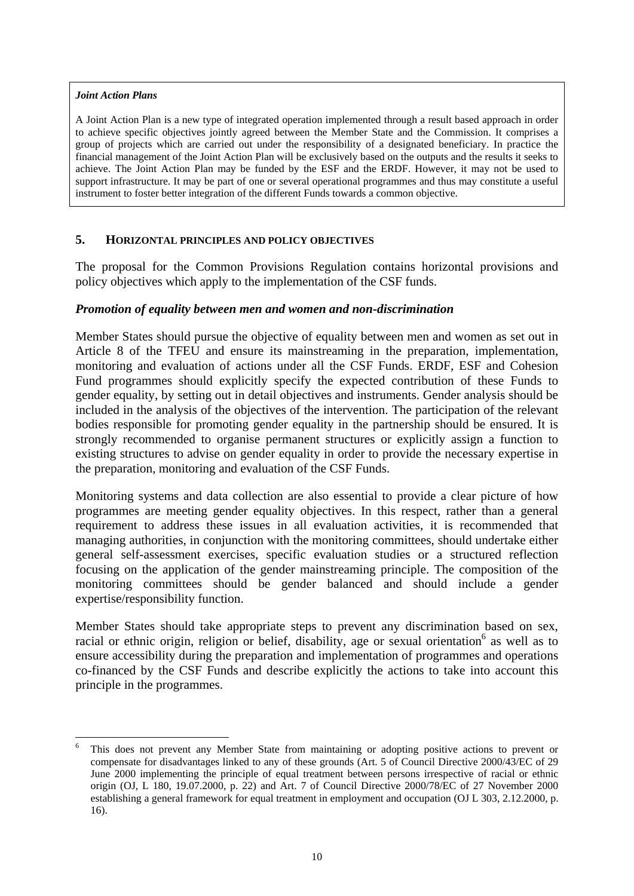> ***Joint Action Plans***
>
> A Joint Action Plan is a new type of integrated operation implemented through a result based approach in order to achieve specific objectives jointly agreed between the Member State and the Commission. It comprises a group of projects which are carried out under the responsibility of a designated beneficiary. In practice the financial management of the Joint Action Plan will be exclusively based on the outputs and the results it seeks to achieve. The Joint Action Plan may be funded by the ESF and the ERDF. However, it may not be used to support infrastructure. It may be part of one or several operational programmes and thus may constitute a useful instrument to foster better integration of the different Funds towards a common objective.

## 5. HORIZONTAL PRINCIPLES AND POLICY OBJECTIVES

The proposal for the Common Provisions Regulation contains horizontal provisions and policy objectives which apply to the implementation of the CSF funds.

### *Promotion of equality between men and women and non-discrimination*

Member States should pursue the objective of equality between men and women as set out in Article 8 of the TFEU and ensure its mainstreaming in the preparation, implementation, monitoring and evaluation of actions under all the CSF Funds. ERDF, ESF and Cohesion Fund programmes should explicitly specify the expected contribution of these Funds to gender equality, by setting out in detail objectives and instruments. Gender analysis should be included in the analysis of the objectives of the intervention. The participation of the relevant bodies responsible for promoting gender equality in the partnership should be ensured. It is strongly recommended to organise permanent structures or explicitly assign a function to existing structures to advise on gender equality in order to provide the necessary expertise in the preparation, monitoring and evaluation of the CSF Funds.

Monitoring systems and data collection are also essential to provide a clear picture of how programmes are meeting gender equality objectives. In this respect, rather than a general requirement to address these issues in all evaluation activities, it is recommended that managing authorities, in conjunction with the monitoring committees, should undertake either general self-assessment exercises, specific evaluation studies or a structured reflection focusing on the application of the gender mainstreaming principle. The composition of the monitoring committees should be gender balanced and should include a gender expertise/responsibility function.

Member States should take appropriate steps to prevent any discrimination based on sex, racial or ethnic origin, religion or belief, disability, age or sexual orientation[6] as well as to ensure accessibility during the preparation and implementation of programmes and operations co-financed by the CSF Funds and describe explicitly the actions to take into account this principle in the programmes.

---

[6] This does not prevent any Member State from maintaining or adopting positive actions to prevent or compensate for disadvantages linked to any of these grounds (Art. 5 of Council Directive 2000/43/EC of 29 June 2000 implementing the principle of equal treatment between persons irrespective of racial or ethnic origin (OJ, L 180, 19.07.2000, p. 22) and Art. 7 of Council Directive 2000/78/EC of 27 November 2000 establishing a general framework for equal treatment in employment and occupation (OJ L 303, 2.12.2000, p. 16).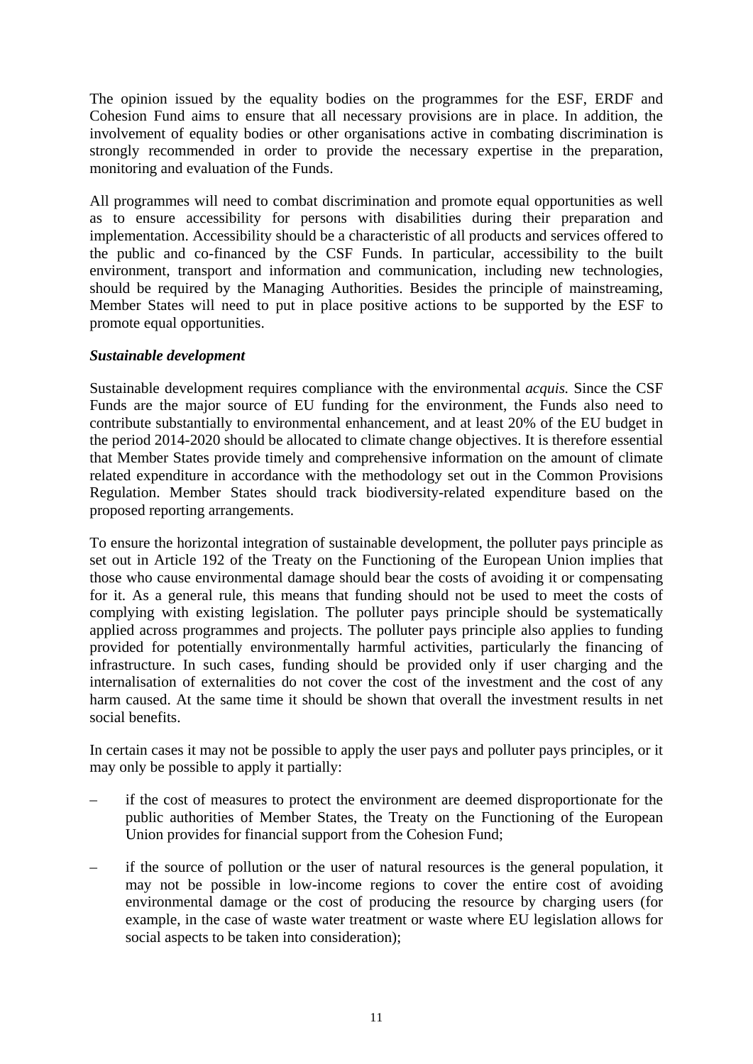The opinion issued by the equality bodies on the programmes for the ESF, ERDF and Cohesion Fund aims to ensure that all necessary provisions are in place. In addition, the involvement of equality bodies or other organisations active in combating discrimination is strongly recommended in order to provide the necessary expertise in the preparation, monitoring and evaluation of the Funds.

All programmes will need to combat discrimination and promote equal opportunities as well as to ensure accessibility for persons with disabilities during their preparation and implementation. Accessibility should be a characteristic of all products and services offered to the public and co-financed by the CSF Funds. In particular, accessibility to the built environment, transport and information and communication, including new technologies, should be required by the Managing Authorities. Besides the principle of mainstreaming, Member States will need to put in place positive actions to be supported by the ESF to promote equal opportunities.

***Sustainable development***

Sustainable development requires compliance with the environmental *acquis.* Since the CSF Funds are the major source of EU funding for the environment, the Funds also need to contribute substantially to environmental enhancement, and at least 20% of the EU budget in the period 2014-2020 should be allocated to climate change objectives. It is therefore essential that Member States provide timely and comprehensive information on the amount of climate related expenditure in accordance with the methodology set out in the Common Provisions Regulation. Member States should track biodiversity-related expenditure based on the proposed reporting arrangements.

To ensure the horizontal integration of sustainable development, the polluter pays principle as set out in Article 192 of the Treaty on the Functioning of the European Union implies that those who cause environmental damage should bear the costs of avoiding it or compensating for it. As a general rule, this means that funding should not be used to meet the costs of complying with existing legislation. The polluter pays principle should be systematically applied across programmes and projects. The polluter pays principle also applies to funding provided for potentially environmentally harmful activities, particularly the financing of infrastructure. In such cases, funding should be provided only if user charging and the internalisation of externalities do not cover the cost of the investment and the cost of any harm caused. At the same time it should be shown that overall the investment results in net social benefits.

In certain cases it may not be possible to apply the user pays and polluter pays principles, or it may only be possible to apply it partially:

– if the cost of measures to protect the environment are deemed disproportionate for the public authorities of Member States, the Treaty on the Functioning of the European Union provides for financial support from the Cohesion Fund;

– if the source of pollution or the user of natural resources is the general population, it may not be possible in low-income regions to cover the entire cost of avoiding environmental damage or the cost of producing the resource by charging users (for example, in the case of waste water treatment or waste where EU legislation allows for social aspects to be taken into consideration);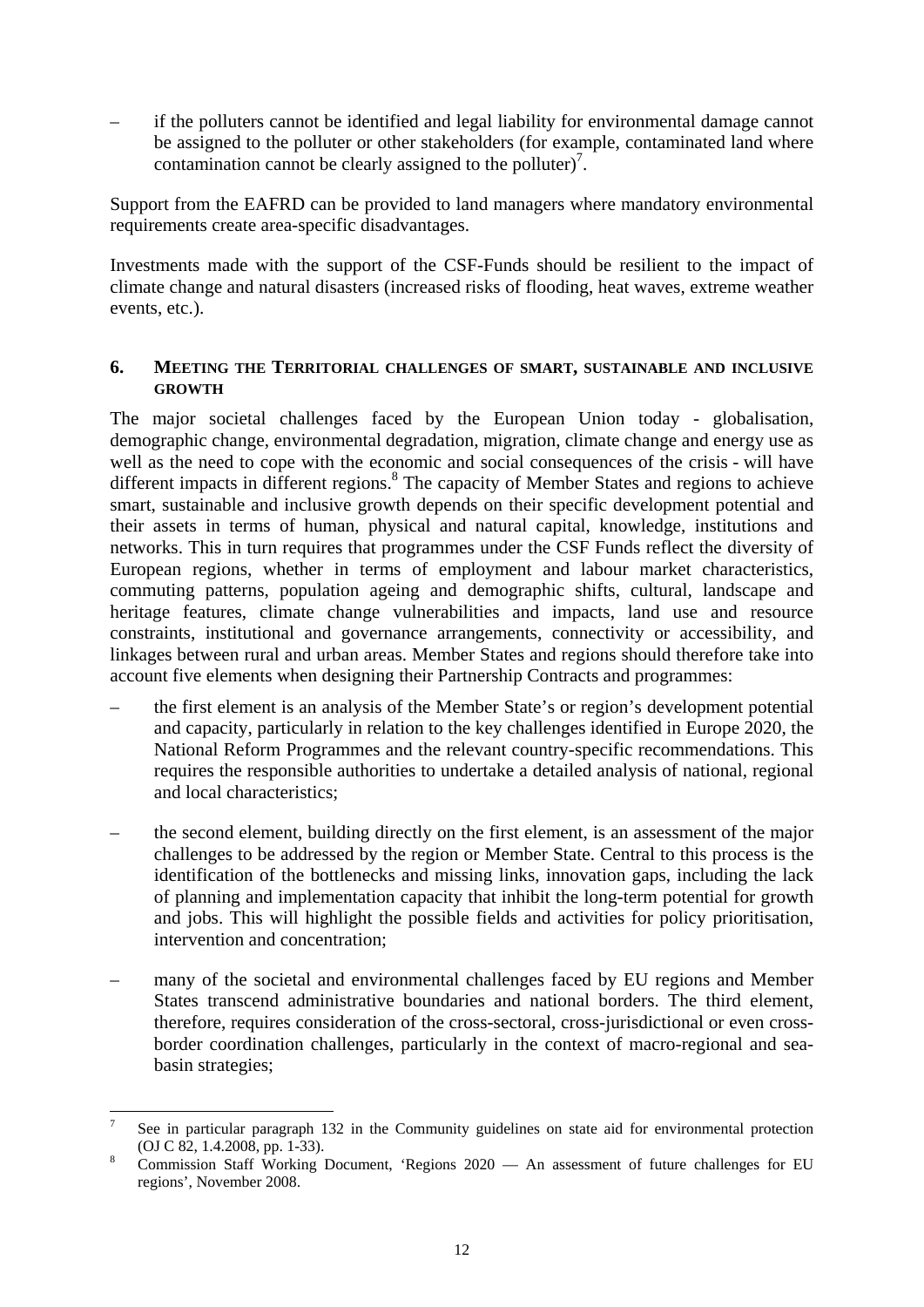- if the polluters cannot be identified and legal liability for environmental damage cannot be assigned to the polluter or other stakeholders (for example, contaminated land where contamination cannot be clearly assigned to the polluter)[7].

Support from the EAFRD can be provided to land managers where mandatory environmental requirements create area-specific disadvantages.

Investments made with the support of the CSF-Funds should be resilient to the impact of climate change and natural disasters (increased risks of flooding, heat waves, extreme weather events, etc.).

## 6. MEETING THE TERRITORIAL CHALLENGES OF SMART, SUSTAINABLE AND INCLUSIVE GROWTH

The major societal challenges faced by the European Union today - globalisation, demographic change, environmental degradation, migration, climate change and energy use as well as the need to cope with the economic and social consequences of the crisis - will have different impacts in different regions.[8] The capacity of Member States and regions to achieve smart, sustainable and inclusive growth depends on their specific development potential and their assets in terms of human, physical and natural capital, knowledge, institutions and networks. This in turn requires that programmes under the CSF Funds reflect the diversity of European regions, whether in terms of employment and labour market characteristics, commuting patterns, population ageing and demographic shifts, cultural, landscape and heritage features, climate change vulnerabilities and impacts, land use and resource constraints, institutional and governance arrangements, connectivity or accessibility, and linkages between rural and urban areas. Member States and regions should therefore take into account five elements when designing their Partnership Contracts and programmes:

- the first element is an analysis of the Member State's or region's development potential and capacity, particularly in relation to the key challenges identified in Europe 2020, the National Reform Programmes and the relevant country-specific recommendations. This requires the responsible authorities to undertake a detailed analysis of national, regional and local characteristics;
- the second element, building directly on the first element, is an assessment of the major challenges to be addressed by the region or Member State. Central to this process is the identification of the bottlenecks and missing links, innovation gaps, including the lack of planning and implementation capacity that inhibit the long-term potential for growth and jobs. This will highlight the possible fields and activities for policy prioritisation, intervention and concentration;
- many of the societal and environmental challenges faced by EU regions and Member States transcend administrative boundaries and national borders. The third element, therefore, requires consideration of the cross-sectoral, cross-jurisdictional or even cross-border coordination challenges, particularly in the context of macro-regional and sea-basin strategies;

---

[7] See in particular paragraph 132 in the Community guidelines on state aid for environmental protection (OJ C 82, 1.4.2008, pp. 1-33).

[8] Commission Staff Working Document, 'Regions 2020 — An assessment of future challenges for EU regions', November 2008.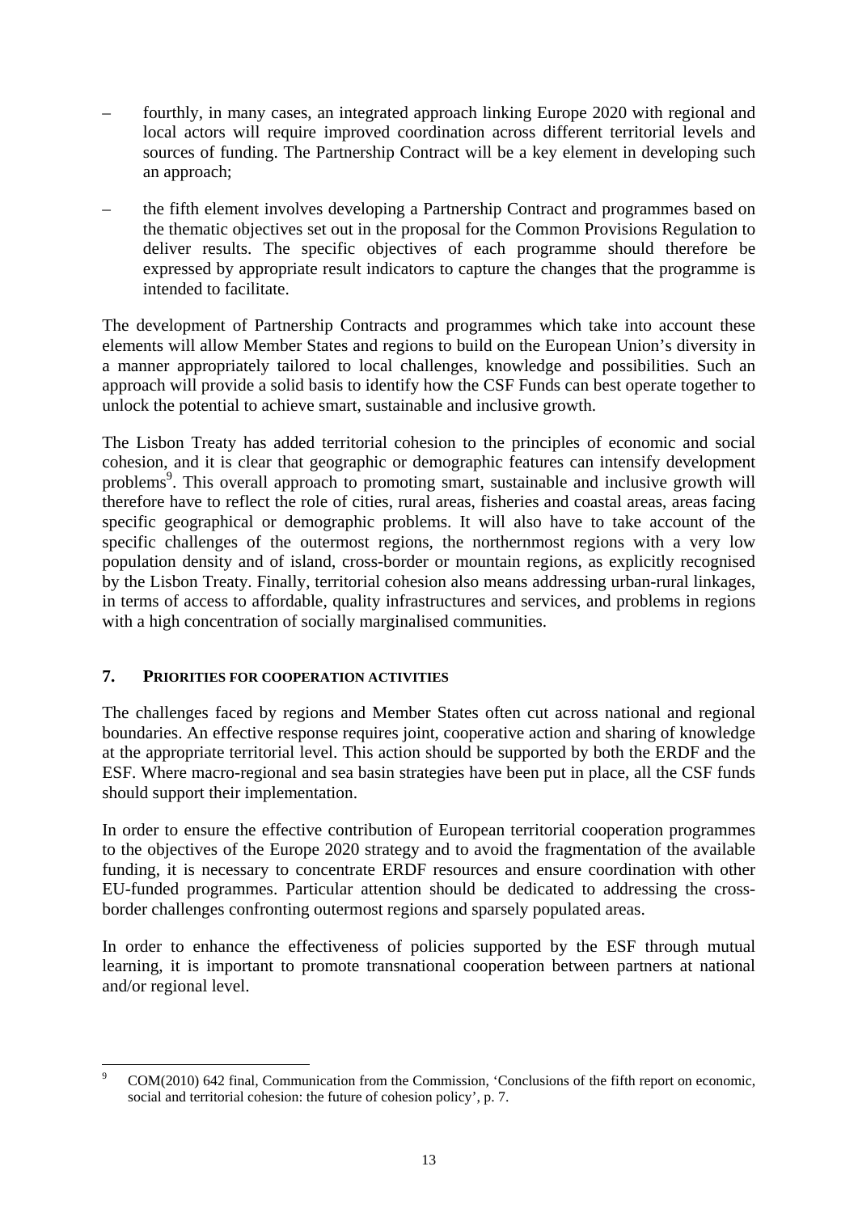- fourthly, in many cases, an integrated approach linking Europe 2020 with regional and local actors will require improved coordination across different territorial levels and sources of funding. The Partnership Contract will be a key element in developing such an approach;
- the fifth element involves developing a Partnership Contract and programmes based on the thematic objectives set out in the proposal for the Common Provisions Regulation to deliver results. The specific objectives of each programme should therefore be expressed by appropriate result indicators to capture the changes that the programme is intended to facilitate.

The development of Partnership Contracts and programmes which take into account these elements will allow Member States and regions to build on the European Union's diversity in a manner appropriately tailored to local challenges, knowledge and possibilities. Such an approach will provide a solid basis to identify how the CSF Funds can best operate together to unlock the potential to achieve smart, sustainable and inclusive growth.

The Lisbon Treaty has added territorial cohesion to the principles of economic and social cohesion, and it is clear that geographic or demographic features can intensify development problems[9]. This overall approach to promoting smart, sustainable and inclusive growth will therefore have to reflect the role of cities, rural areas, fisheries and coastal areas, areas facing specific geographical or demographic problems. It will also have to take account of the specific challenges of the outermost regions, the northernmost regions with a very low population density and of island, cross-border or mountain regions, as explicitly recognised by the Lisbon Treaty. Finally, territorial cohesion also means addressing urban-rural linkages, in terms of access to affordable, quality infrastructures and services, and problems in regions with a high concentration of socially marginalised communities.

## 7. PRIORITIES FOR COOPERATION ACTIVITIES

The challenges faced by regions and Member States often cut across national and regional boundaries. An effective response requires joint, cooperative action and sharing of knowledge at the appropriate territorial level. This action should be supported by both the ERDF and the ESF. Where macro-regional and sea basin strategies have been put in place, all the CSF funds should support their implementation.

In order to ensure the effective contribution of European territorial cooperation programmes to the objectives of the Europe 2020 strategy and to avoid the fragmentation of the available funding, it is necessary to concentrate ERDF resources and ensure coordination with other EU-funded programmes. Particular attention should be dedicated to addressing the cross-border challenges confronting outermost regions and sparsely populated areas.

In order to enhance the effectiveness of policies supported by the ESF through mutual learning, it is important to promote transnational cooperation between partners at national and/or regional level.

---

[9] COM(2010) 642 final, Communication from the Commission, 'Conclusions of the fifth report on economic, social and territorial cohesion: the future of cohesion policy', p. 7.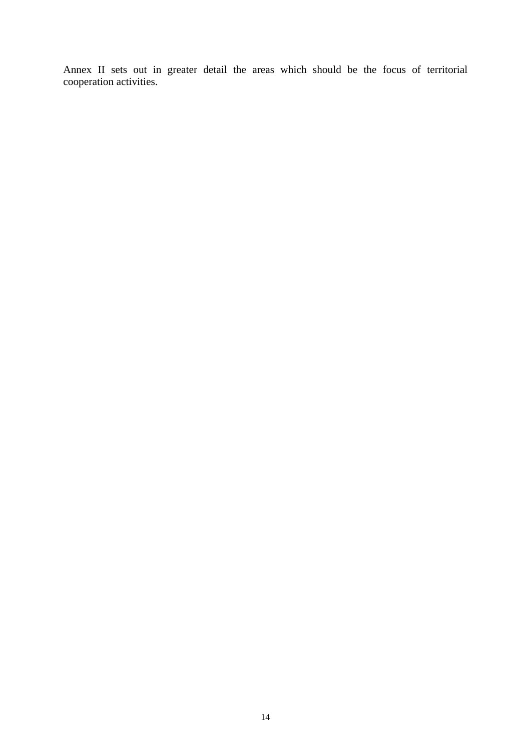Annex II sets out in greater detail the areas which should be the focus of territorial cooperation activities.